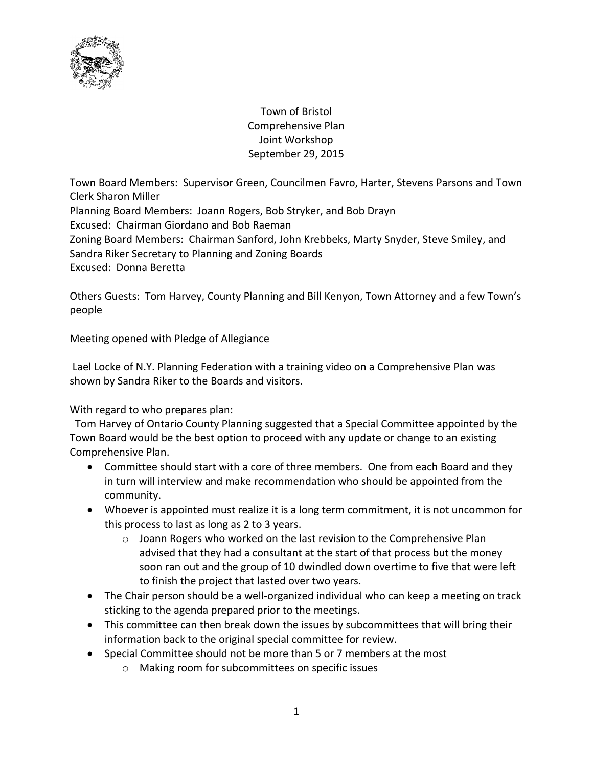Town of Bristol
Comprehensive Plan
Joint Workshop
September 29, 2015

Town Board Members: Supervisor Green, Councilmen Favro, Harter, Stevens Parsons and Town Clerk Sharon Miller
Planning Board Members: Joann Rogers, Bob Stryker, and Bob Drayn
Excused: Chairman Giordano and Bob Raeman
Zoning Board Members: Chairman Sanford, John Krebbeks, Marty Snyder, Steve Smiley, and Sandra Riker Secretary to Planning and Zoning Boards
Excused: Donna Beretta

Others Guests: Tom Harvey, County Planning and Bill Kenyon, Town Attorney and a few Town's people

Meeting opened with Pledge of Allegiance

Lael Locke of N.Y. Planning Federation with a training video on a Comprehensive Plan was shown by Sandra Riker to the Boards and visitors.

With regard to who prepares plan:

Tom Harvey of Ontario County Planning suggested that a Special Committee appointed by the Town Board would be the best option to proceed with any update or change to an existing Comprehensive Plan.

- Committee should start with a core of three members. One from each Board and they in turn will interview and make recommendation who should be appointed from the community.
- Whoever is appointed must realize it is a long term commitment, it is not uncommon for this process to last as long as 2 to 3 years.
  - Joann Rogers who worked on the last revision to the Comprehensive Plan advised that they had a consultant at the start of that process but the money soon ran out and the group of 10 dwindled down overtime to five that were left to finish the project that lasted over two years.
- The Chair person should be a well-organized individual who can keep a meeting on track sticking to the agenda prepared prior to the meetings.
- This committee can then break down the issues by subcommittees that will bring their information back to the original special committee for review.
- Special Committee should not be more than 5 or 7 members at the most
  - Making room for subcommittees on specific issues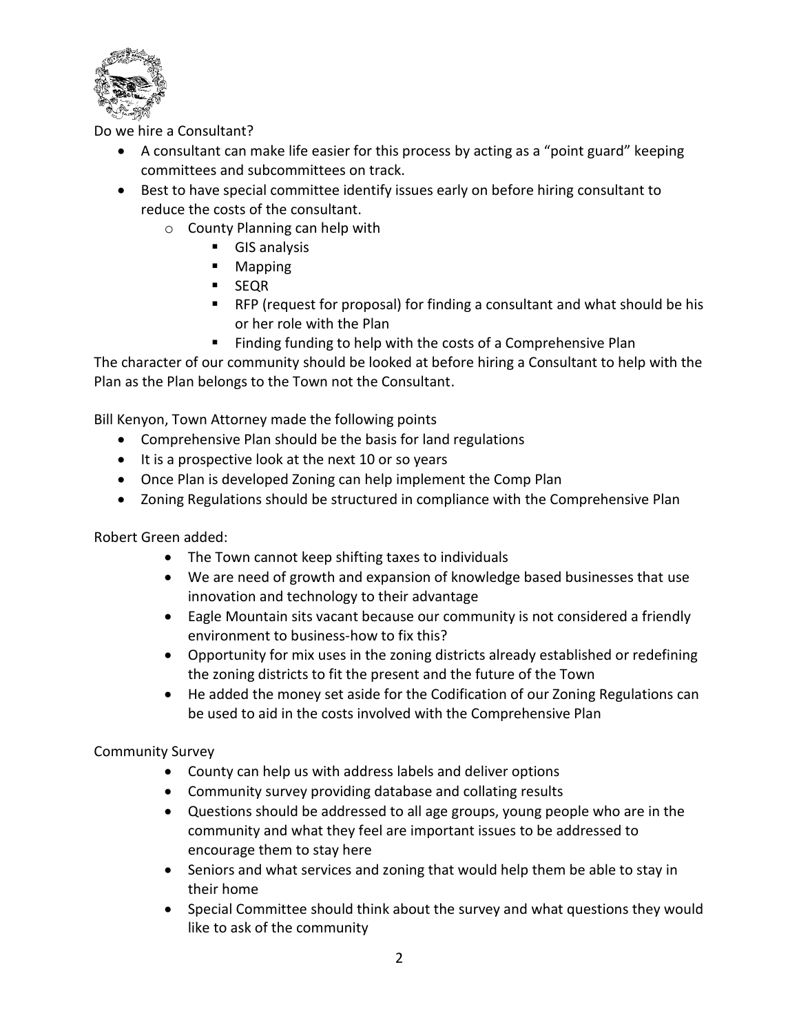Do we hire a Consultant?

- A consultant can make life easier for this process by acting as a "point guard" keeping committees and subcommittees on track.
- Best to have special committee identify issues early on before hiring consultant to reduce the costs of the consultant.
  - County Planning can help with
    - GIS analysis
    - Mapping
    - SEQR
    - RFP (request for proposal) for finding a consultant and what should be his or her role with the Plan
    - Finding funding to help with the costs of a Comprehensive Plan

The character of our community should be looked at before hiring a Consultant to help with the Plan as the Plan belongs to the Town not the Consultant.

Bill Kenyon, Town Attorney made the following points

- Comprehensive Plan should be the basis for land regulations
- It is a prospective look at the next 10 or so years
- Once Plan is developed Zoning can help implement the Comp Plan
- Zoning Regulations should be structured in compliance with the Comprehensive Plan

Robert Green added:

- The Town cannot keep shifting taxes to individuals
- We are need of growth and expansion of knowledge based businesses that use innovation and technology to their advantage
- Eagle Mountain sits vacant because our community is not considered a friendly environment to business-how to fix this?
- Opportunity for mix uses in the zoning districts already established or redefining the zoning districts to fit the present and the future of the Town
- He added the money set aside for the Codification of our Zoning Regulations can be used to aid in the costs involved with the Comprehensive Plan

Community Survey

- County can help us with address labels and deliver options
- Community survey providing database and collating results
- Questions should be addressed to all age groups, young people who are in the community and what they feel are important issues to be addressed to encourage them to stay here
- Seniors and what services and zoning that would help them be able to stay in their home
- Special Committee should think about the survey and what questions they would like to ask of the community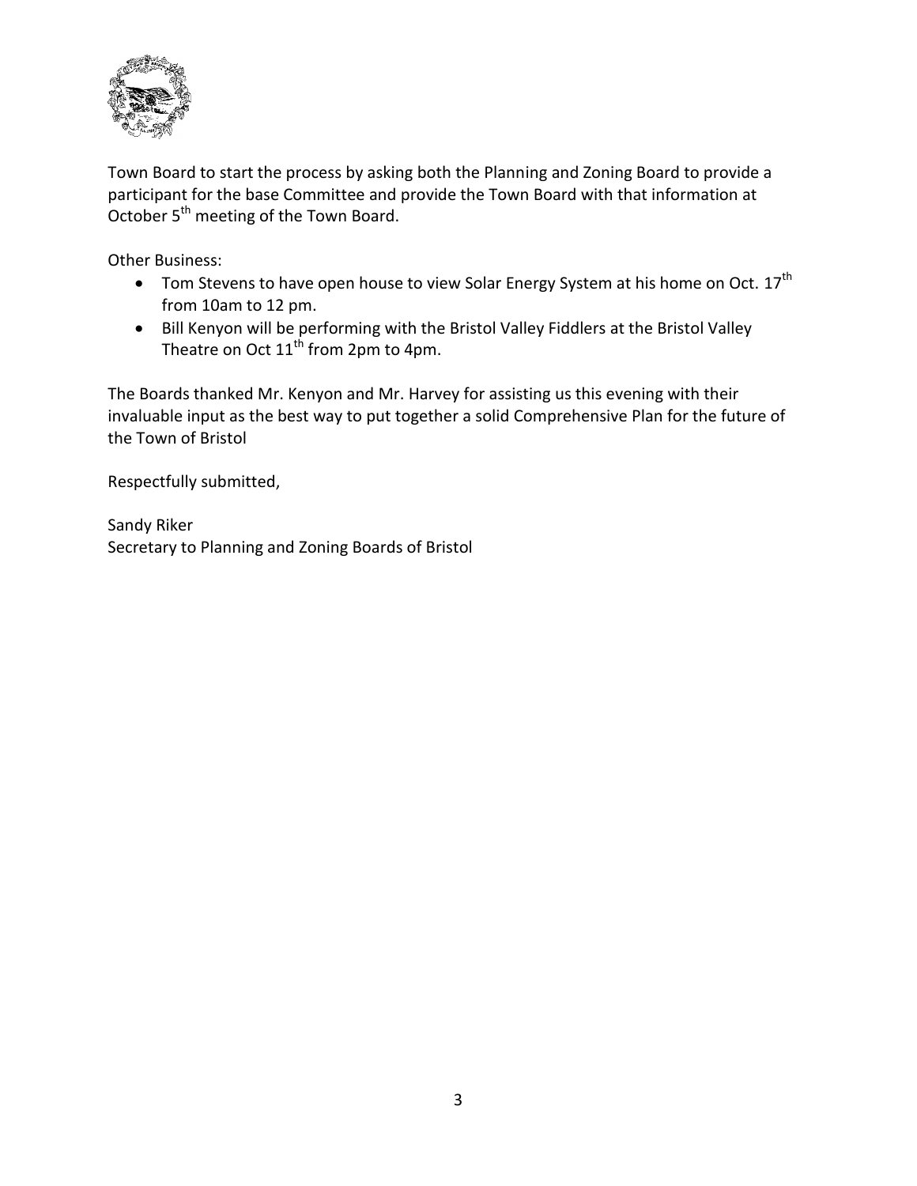Town Board to start the process by asking both the Planning and Zoning Board to provide a participant for the base Committee and provide the Town Board with that information at October 5th meeting of the Town Board.

Other Business:

- Tom Stevens to have open house to view Solar Energy System at his home on Oct. 17th from 10am to 12 pm.
- Bill Kenyon will be performing with the Bristol Valley Fiddlers at the Bristol Valley Theatre on Oct 11th from 2pm to 4pm.

The Boards thanked Mr. Kenyon and Mr. Harvey for assisting us this evening with their invaluable input as the best way to put together a solid Comprehensive Plan for the future of the Town of Bristol

Respectfully submitted,

Sandy Riker
Secretary to Planning and Zoning Boards of Bristol